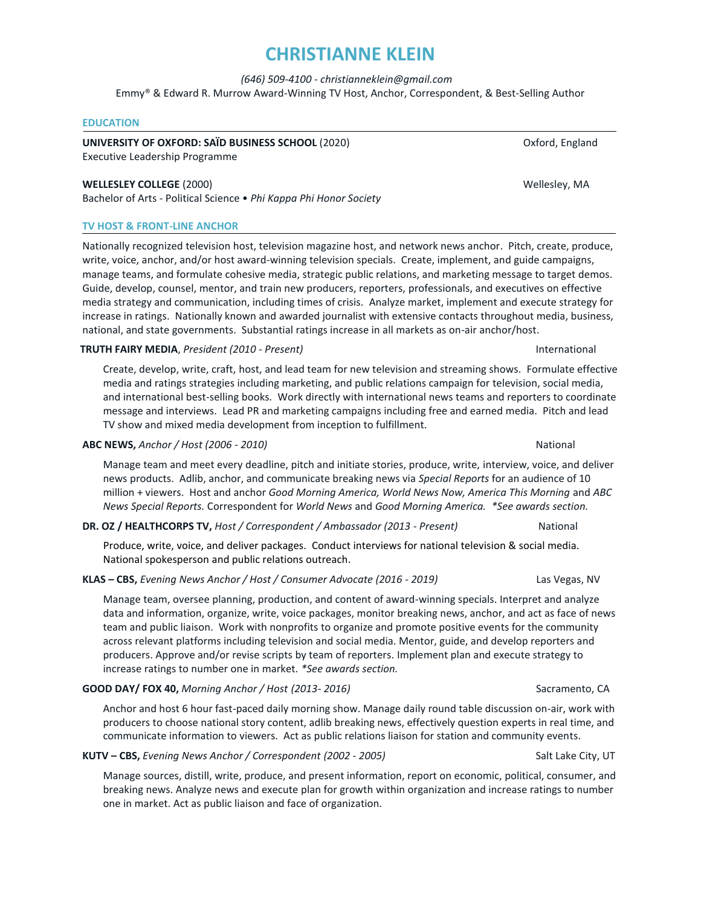# CHRISTIANNE KLEIN

*(646) 509-4100 - christianneklein@gmail.com*

Emmy® & Edward R. Murrow Award-Winning TV Host, Anchor, Correspondent, & Best-Selling Author

## EDUCATION

**UNIVERSITY OF OXFORD: SAÏD BUSINESS SCHOOL** (2020) — Oxford, England
Executive Leadership Programme

**WELLESLEY COLLEGE** (2000) — Wellesley, MA
Bachelor of Arts - Political Science • *Phi Kappa Phi Honor Society*

## TV HOST & FRONT-LINE ANCHOR

Nationally recognized television host, television magazine host, and network news anchor. Pitch, create, produce, write, voice, anchor, and/or host award-winning television specials. Create, implement, and guide campaigns, manage teams, and formulate cohesive media, strategic public relations, and marketing message to target demos. Guide, develop, counsel, mentor, and train new producers, reporters, professionals, and executives on effective media strategy and communication, including times of crisis. Analyze market, implement and execute strategy for increase in ratings. Nationally known and awarded journalist with extensive contacts throughout media, business, national, and state governments. Substantial ratings increase in all markets as on-air anchor/host.

**TRUTH FAIRY MEDIA**, *President (2010 - Present)* — International

Create, develop, write, craft, host, and lead team for new television and streaming shows. Formulate effective media and ratings strategies including marketing, and public relations campaign for television, social media, and international best-selling books. Work directly with international news teams and reporters to coordinate message and interviews. Lead PR and marketing campaigns including free and earned media. Pitch and lead TV show and mixed media development from inception to fulfillment.

**ABC NEWS,** *Anchor / Host (2006 - 2010)* — National

Manage team and meet every deadline, pitch and initiate stories, produce, write, interview, voice, and deliver news products. Adlib, anchor, and communicate breaking news via *Special Reports* for an audience of 10 million + viewers. Host and anchor *Good Morning America, World News Now, America This Morning* and *ABC News Special Reports.* Correspondent for *World News* and *Good Morning America.* *\*See awards section.*

**DR. OZ / HEALTHCORPS TV,** *Host / Correspondent / Ambassador (2013 - Present)* — National

Produce, write, voice, and deliver packages. Conduct interviews for national television & social media. National spokesperson and public relations outreach.

**KLAS – CBS,** *Evening News Anchor / Host / Consumer Advocate (2016 - 2019)* — Las Vegas, NV

Manage team, oversee planning, production, and content of award-winning specials. Interpret and analyze data and information, organize, write, voice packages, monitor breaking news, anchor, and act as face of news team and public liaison. Work with nonprofits to organize and promote positive events for the community across relevant platforms including television and social media. Mentor, guide, and develop reporters and producers. Approve and/or revise scripts by team of reporters. Implement plan and execute strategy to increase ratings to number one in market. *\*See awards section.*

**GOOD DAY/ FOX 40,** *Morning Anchor / Host (2013- 2016)* — Sacramento, CA

Anchor and host 6 hour fast-paced daily morning show. Manage daily round table discussion on-air, work with producers to choose national story content, adlib breaking news, effectively question experts in real time, and communicate information to viewers. Act as public relations liaison for station and community events.

**KUTV – CBS,** *Evening News Anchor / Correspondent (2002 - 2005)* — Salt Lake City, UT

Manage sources, distill, write, produce, and present information, report on economic, political, consumer, and breaking news. Analyze news and execute plan for growth within organization and increase ratings to number one in market. Act as public liaison and face of organization.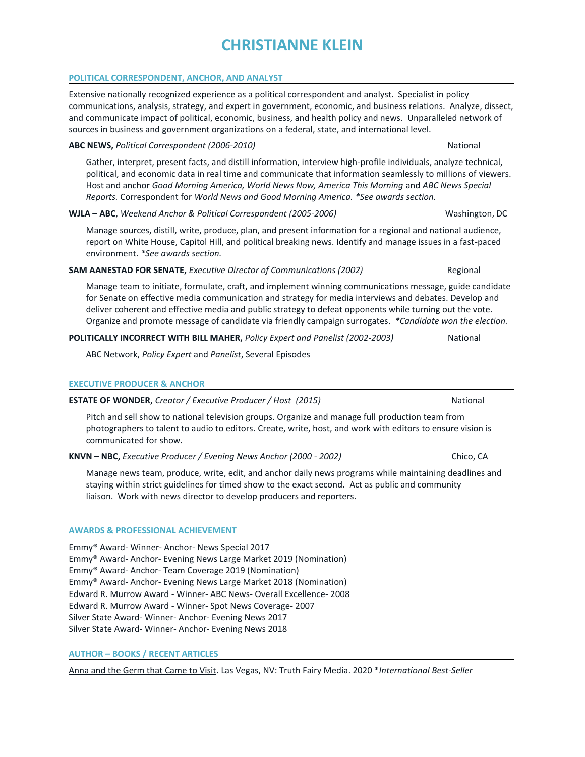# CHRISTIANNE KLEIN

## POLITICAL CORRESPONDENT, ANCHOR, AND ANALYST

Extensive nationally recognized experience as a political correspondent and analyst. Specialist in policy communications, analysis, strategy, and expert in government, economic, and business relations. Analyze, dissect, and communicate impact of political, economic, business, and health policy and news. Unparalleled network of sources in business and government organizations on a federal, state, and international level.

**ABC NEWS,** *Political Correspondent (2006-2010)* National

Gather, interpret, present facts, and distill information, interview high-profile individuals, analyze technical, political, and economic data in real time and communicate that information seamlessly to millions of viewers. Host and anchor *Good Morning America, World News Now, America This Morning* and *ABC News Special Reports.* Correspondent for *World News and Good Morning America. *See awards section.*

**WJLA – ABC**, *Weekend Anchor & Political Correspondent (2005-2006)* Washington, DC

Manage sources, distill, write, produce, plan, and present information for a regional and national audience, report on White House, Capitol Hill, and political breaking news. Identify and manage issues in a fast-paced environment. **See awards section.*

**SAM AANESTAD FOR SENATE,** *Executive Director of Communications (2002)* Regional

Manage team to initiate, formulate, craft, and implement winning communications message, guide candidate for Senate on effective media communication and strategy for media interviews and debates. Develop and deliver coherent and effective media and public strategy to defeat opponents while turning out the vote. Organize and promote message of candidate via friendly campaign surrogates. **Candidate won the election.*

**POLITICALLY INCORRECT WITH BILL MAHER,** *Policy Expert and Panelist (2002-2003)* National

ABC Network, *Policy Expert* and *Panelist*, Several Episodes

## EXECUTIVE PRODUCER & ANCHOR

**ESTATE OF WONDER,** *Creator / Executive Producer / Host (2015)* National

Pitch and sell show to national television groups. Organize and manage full production team from photographers to talent to audio to editors. Create, write, host, and work with editors to ensure vision is communicated for show.

**KNVN – NBC,** *Executive Producer / Evening News Anchor (2000 - 2002)* Chico, CA

Manage news team, produce, write, edit, and anchor daily news programs while maintaining deadlines and staying within strict guidelines for timed show to the exact second. Act as public and community liaison. Work with news director to develop producers and reporters.

## AWARDS & PROFESSIONAL ACHIEVEMENT

Emmy® Award- Winner- Anchor- News Special 2017
Emmy® Award- Anchor- Evening News Large Market 2019 (Nomination)
Emmy® Award- Anchor- Team Coverage 2019 (Nomination)
Emmy® Award- Anchor- Evening News Large Market 2018 (Nomination)
Edward R. Murrow Award - Winner- ABC News- Overall Excellence- 2008
Edward R. Murrow Award - Winner- Spot News Coverage- 2007
Silver State Award- Winner- Anchor- Evening News 2017
Silver State Award- Winner- Anchor- Evening News 2018

## AUTHOR – BOOKS / RECENT ARTICLES

<u>Anna and the Germ that Came to Visit</u>. Las Vegas, NV: Truth Fairy Media. 2020 **International Best-Seller*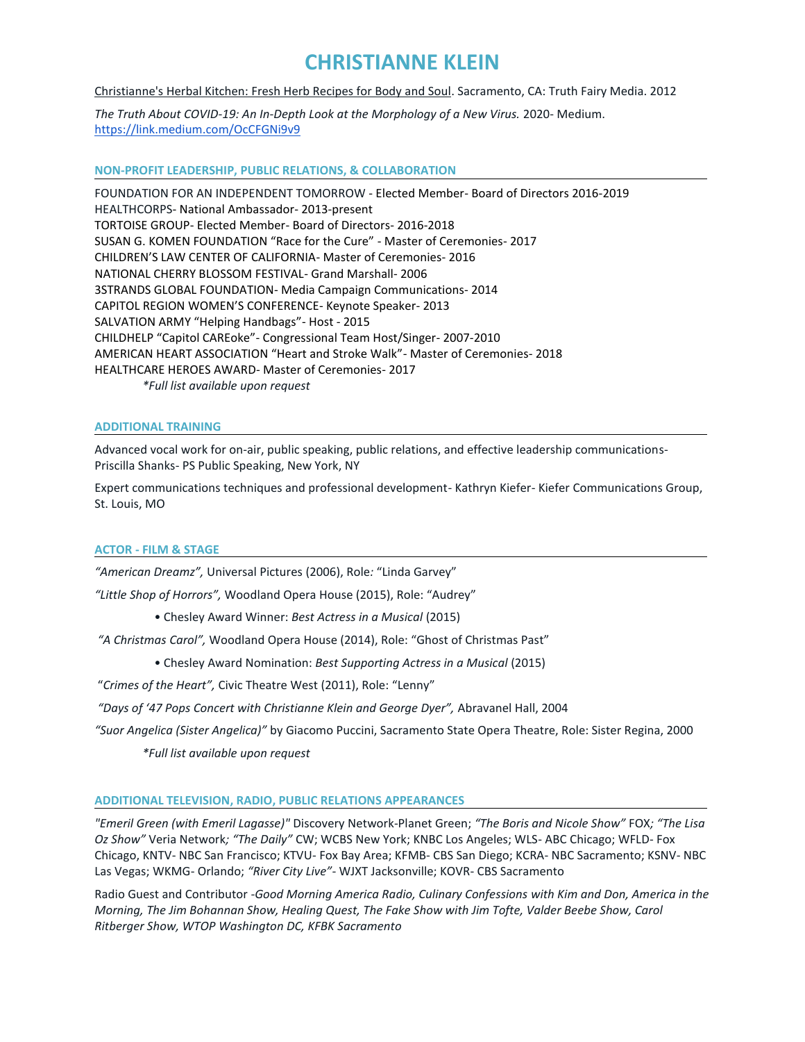# CHRISTIANNE KLEIN

Christianne's Herbal Kitchen: Fresh Herb Recipes for Body and Soul. Sacramento, CA: Truth Fairy Media. 2012

*The Truth About COVID-19: An In-Depth Look at the Morphology of a New Virus.* 2020- Medium. https://link.medium.com/OcCFGNi9v9

## NON-PROFIT LEADERSHIP, PUBLIC RELATIONS, & COLLABORATION

FOUNDATION FOR AN INDEPENDENT TOMORROW - Elected Member- Board of Directors 2016-2019
HEALTHCORPS- National Ambassador- 2013-present
TORTOISE GROUP- Elected Member- Board of Directors- 2016-2018
SUSAN G. KOMEN FOUNDATION "Race for the Cure" - Master of Ceremonies- 2017
CHILDREN'S LAW CENTER OF CALIFORNIA- Master of Ceremonies- 2016
NATIONAL CHERRY BLOSSOM FESTIVAL- Grand Marshall- 2006
3STRANDS GLOBAL FOUNDATION- Media Campaign Communications- 2014
CAPITOL REGION WOMEN'S CONFERENCE- Keynote Speaker- 2013
SALVATION ARMY "Helping Handbags"- Host - 2015
CHILDHELP "Capitol CAREoke"- Congressional Team Host/Singer- 2007-2010
AMERICAN HEART ASSOCIATION "Heart and Stroke Walk"- Master of Ceremonies- 2018
HEALTHCARE HEROES AWARD- Master of Ceremonies- 2017

*\*Full list available upon request*

## ADDITIONAL TRAINING

Advanced vocal work for on-air, public speaking, public relations, and effective leadership communications- Priscilla Shanks- PS Public Speaking, New York, NY

Expert communications techniques and professional development- Kathryn Kiefer- Kiefer Communications Group, St. Louis, MO

## ACTOR - FILM & STAGE

*"American Dreamz",* Universal Pictures (2006), Role: "Linda Garvey"

*"Little Shop of Horrors",* Woodland Opera House (2015), Role: "Audrey"

- Chesley Award Winner: *Best Actress in a Musical* (2015)

*"A Christmas Carol",* Woodland Opera House (2014), Role: "Ghost of Christmas Past"

- Chesley Award Nomination: *Best Supporting Actress in a Musical* (2015)

"*Crimes of the Heart",* Civic Theatre West (2011), Role: "Lenny"

*"Days of '47 Pops Concert with Christianne Klein and George Dyer",* Abravanel Hall, 2004

*"Suor Angelica (Sister Angelica)"* by Giacomo Puccini, Sacramento State Opera Theatre, Role: Sister Regina, 2000

*\*Full list available upon request*

## ADDITIONAL TELEVISION, RADIO, PUBLIC RELATIONS APPEARANCES

*"Emeril Green (with Emeril Lagasse)"* Discovery Network-Planet Green; *"The Boris and Nicole Show"* FOX; *"The Lisa Oz Show"* Veria Network; *"The Daily"* CW; WCBS New York; KNBC Los Angeles; WLS- ABC Chicago; WFLD- Fox Chicago, KNTV- NBC San Francisco; KTVU- Fox Bay Area; KFMB- CBS San Diego; KCRA- NBC Sacramento; KSNV- NBC Las Vegas; WKMG- Orlando; *"River City Live"*- WJXT Jacksonville; KOVR- CBS Sacramento

Radio Guest and Contributor -*Good Morning America Radio, Culinary Confessions with Kim and Don, America in the Morning, The Jim Bohannan Show, Healing Quest, The Fake Show with Jim Tofte, Valder Beebe Show, Carol Ritberger Show, WTOP Washington DC, KFBK Sacramento*